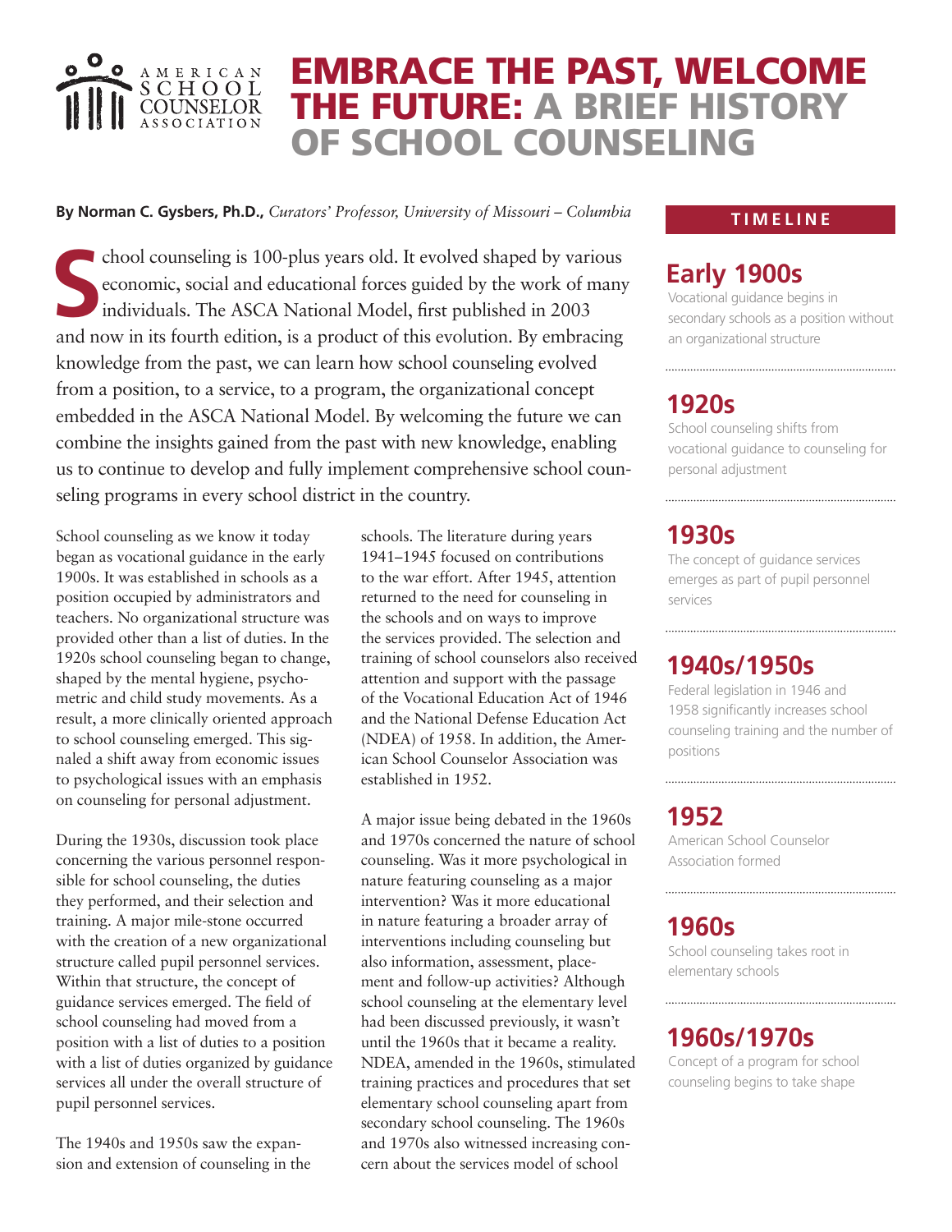AMERICAN SCHOOL COUNSELOR ASSOCIATION

# EMBRACE THE PAST, WELCOME THE FUTURE: A BRIEF HISTORY OF SCHOOL COUNSELING

**By Norman C. Gysbers, Ph.D.,** *Curators' Professor, University of Missouri – Columbia*

School counseling is 100-plus years old. It evolved shaped by various economic, social and educational forces guided by the work of many individuals. The ASCA National Model, first published in 2003 and now in its fourth edition, is a product of this evolution. By embracing knowledge from the past, we can learn how school counseling evolved from a position, to a service, to a program, the organizational concept embedded in the ASCA National Model. By welcoming the future we can combine the insights gained from the past with new knowledge, enabling us to continue to develop and fully implement comprehensive school counseling programs in every school district in the country.

School counseling as we know it today began as vocational guidance in the early 1900s. It was established in schools as a position occupied by administrators and teachers. No organizational structure was provided other than a list of duties. In the 1920s school counseling began to change, shaped by the mental hygiene, psychometric and child study movements. As a result, a more clinically oriented approach to school counseling emerged. This signaled a shift away from economic issues to psychological issues with an emphasis on counseling for personal adjustment.

During the 1930s, discussion took place concerning the various personnel responsible for school counseling, the duties they performed, and their selection and training. A major mile-stone occurred with the creation of a new organizational structure called pupil personnel services. Within that structure, the concept of guidance services emerged. The field of school counseling had moved from a position with a list of duties to a position with a list of duties organized by guidance services all under the overall structure of pupil personnel services.

The 1940s and 1950s saw the expansion and extension of counseling in the schools. The literature during years 1941–1945 focused on contributions to the war effort. After 1945, attention returned to the need for counseling in the schools and on ways to improve the services provided. The selection and training of school counselors also received attention and support with the passage of the Vocational Education Act of 1946 and the National Defense Education Act (NDEA) of 1958. In addition, the American School Counselor Association was established in 1952.

A major issue being debated in the 1960s and 1970s concerned the nature of school counseling. Was it more psychological in nature featuring counseling as a major intervention? Was it more educational in nature featuring a broader array of interventions including counseling but also information, assessment, placement and follow-up activities? Although school counseling at the elementary level had been discussed previously, it wasn't until the 1960s that it became a reality. NDEA, amended in the 1960s, stimulated training practices and procedures that set elementary school counseling apart from secondary school counseling. The 1960s and 1970s also witnessed increasing concern about the services model of school

## TIMELINE

### Early 1900s
Vocational guidance begins in secondary schools as a position without an organizational structure

### 1920s
School counseling shifts from vocational guidance to counseling for personal adjustment

### 1930s
The concept of guidance services emerges as part of pupil personnel services

### 1940s/1950s
Federal legislation in 1946 and 1958 significantly increases school counseling training and the number of positions

### 1952
American School Counselor Association formed

### 1960s
School counseling takes root in elementary schools

### 1960s/1970s
Concept of a program for school counseling begins to take shape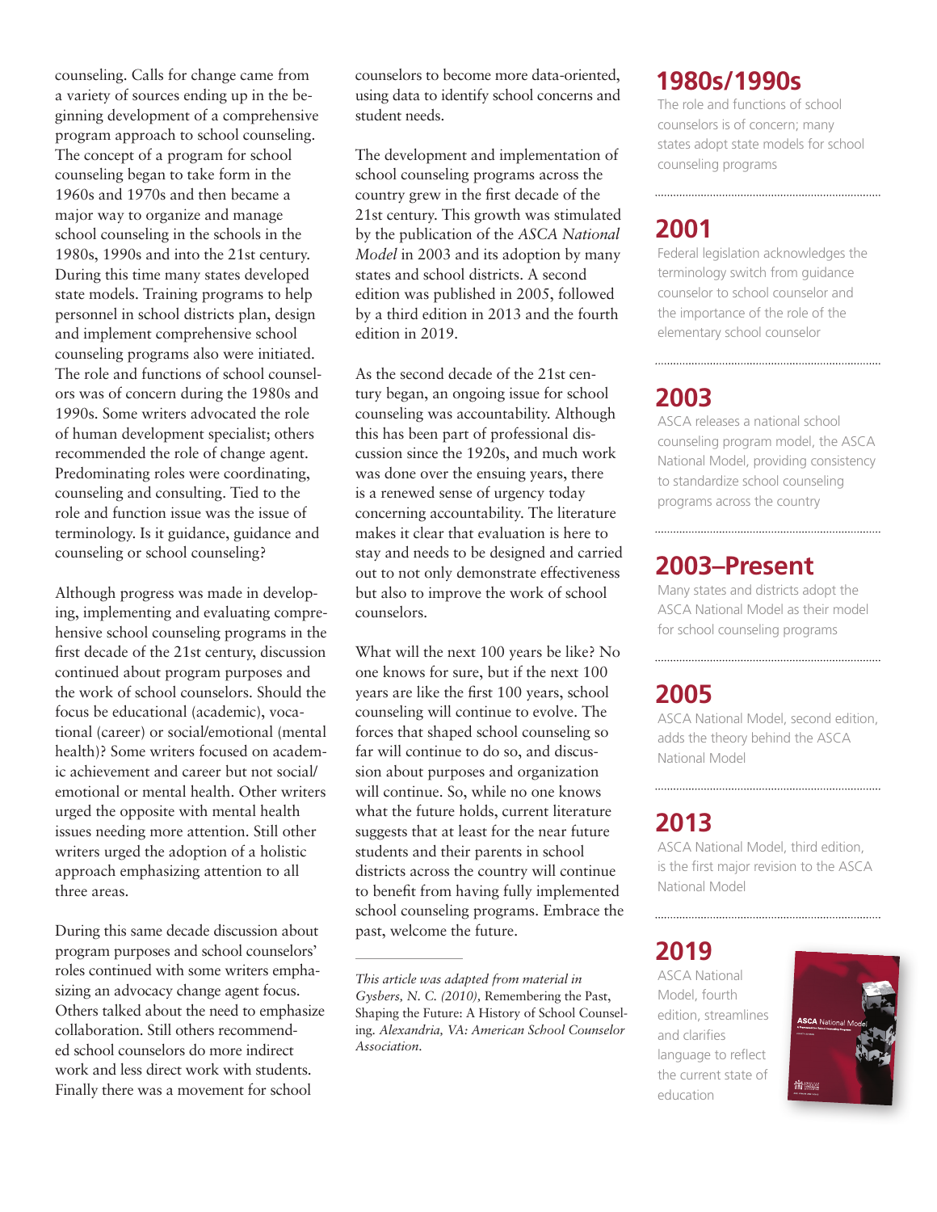counseling. Calls for change came from a variety of sources ending up in the beginning development of a comprehensive program approach to school counseling. The concept of a program for school counseling began to take form in the 1960s and 1970s and then became a major way to organize and manage school counseling in the schools in the 1980s, 1990s and into the 21st century. During this time many states developed state models. Training programs to help personnel in school districts plan, design and implement comprehensive school counseling programs also were initiated. The role and functions of school counselors was of concern during the 1980s and 1990s. Some writers advocated the role of human development specialist; others recommended the role of change agent. Predominating roles were coordinating, counseling and consulting. Tied to the role and function issue was the issue of terminology. Is it guidance, guidance and counseling or school counseling?

Although progress was made in developing, implementing and evaluating comprehensive school counseling programs in the first decade of the 21st century, discussion continued about program purposes and the work of school counselors. Should the focus be educational (academic), vocational (career) or social/emotional (mental health)? Some writers focused on academic achievement and career but not social/emotional or mental health. Other writers urged the opposite with mental health issues needing more attention. Still other writers urged the adoption of a holistic approach emphasizing attention to all three areas.

During this same decade discussion about program purposes and school counselors' roles continued with some writers emphasizing an advocacy change agent focus. Others talked about the need to emphasize collaboration. Still others recommended school counselors do more indirect work and less direct work with students. Finally there was a movement for school counselors to become more data-oriented, using data to identify school concerns and student needs.

The development and implementation of school counseling programs across the country grew in the first decade of the 21st century. This growth was stimulated by the publication of the *ASCA National Model* in 2003 and its adoption by many states and school districts. A second edition was published in 2005, followed by a third edition in 2013 and the fourth edition in 2019.

As the second decade of the 21st century began, an ongoing issue for school counseling was accountability. Although this has been part of professional discussion since the 1920s, and much work was done over the ensuing years, there is a renewed sense of urgency today concerning accountability. The literature makes it clear that evaluation is here to stay and needs to be designed and carried out to not only demonstrate effectiveness but also to improve the work of school counselors.

What will the next 100 years be like? No one knows for sure, but if the next 100 years are like the first 100 years, school counseling will continue to evolve. The forces that shaped school counseling so far will continue to do so, and discussion about purposes and organization will continue. So, while no one knows what the future holds, current literature suggests that at least for the near future students and their parents in school districts across the country will continue to benefit from having fully implemented school counseling programs. Embrace the past, welcome the future.

---

*This article was adapted from material in Gysbers, N. C. (2010),* Remembering the Past, Shaping the Future: A History of School Counseling. *Alexandria, VA: American School Counselor Association.*

## 1980s/1990s

The role and functions of school counselors is of concern; many states adopt state models for school counseling programs

## 2001

Federal legislation acknowledges the terminology switch from guidance counselor to school counselor and the importance of the role of the elementary school counselor

## 2003

ASCA releases a national school counseling program model, the ASCA National Model, providing consistency to standardize school counseling programs across the country

## 2003–Present

Many states and districts adopt the ASCA National Model as their model for school counseling programs

## 2005

ASCA National Model, second edition, adds the theory behind the ASCA National Model

## 2013

ASCA National Model, third edition, is the first major revision to the ASCA National Model

## 2019

ASCA National Model, fourth edition, streamlines and clarifies language to reflect the current state of education